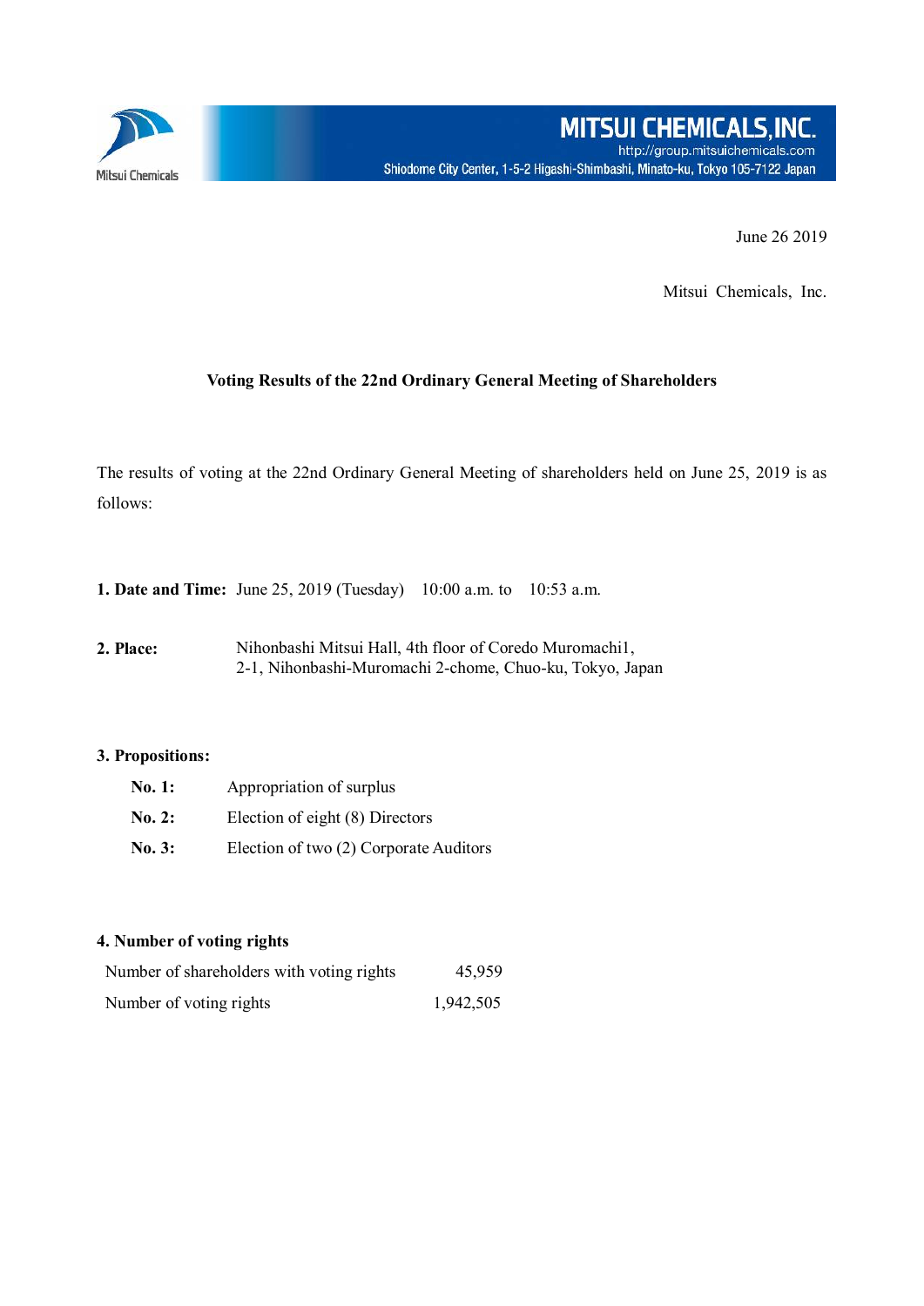MITSUI CHEMICALS, INC.
http://group.mitsuichemicals.com
Shiodome City Center, 1-5-2 Higashi-Shimbashi, Minato-ku, Tokyo 105-7122 Japan

June 26 2019

Mitsui Chemicals, Inc.

## Voting Results of the 22nd Ordinary General Meeting of Shareholders

The results of voting at the 22nd Ordinary General Meeting of shareholders held on June 25, 2019 is as follows:

**1. Date and Time:** June 25, 2019 (Tuesday) 10:00 a.m. to 10:53 a.m.

**2. Place:** Nihonbashi Mitsui Hall, 4th floor of Coredo Muromachi1,
2-1, Nihonbashi-Muromachi 2-chome, Chuo-ku, Tokyo, Japan

**3. Propositions:**

- **No. 1:** Appropriation of surplus
- **No. 2:** Election of eight (8) Directors
- **No. 3:** Election of two (2) Corporate Auditors

**4. Number of voting rights**

| | |
|---|---|
| Number of shareholders with voting rights | 45,959 |
| Number of voting rights | 1,942,505 |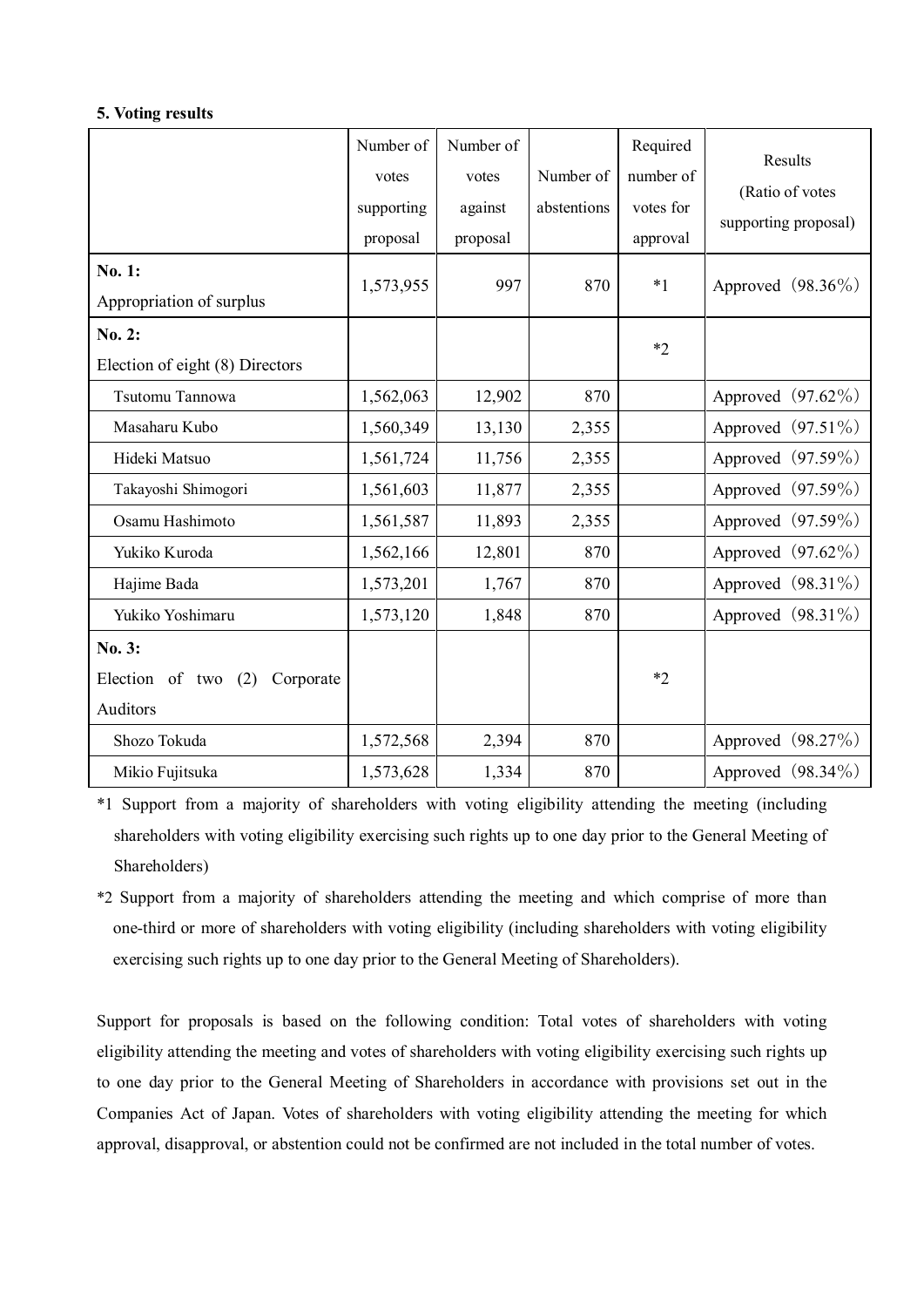**5. Voting results**

| | Number of votes supporting proposal | Number of votes against proposal | Number of abstentions | Required number of votes for approval | Results (Ratio of votes supporting proposal) |
|---|---|---|---|---|---|
| **No. 1:** Appropriation of surplus | 1,573,955 | 997 | 870 | *1 | Approved（98.36%） |
| **No. 2:** Election of eight (8) Directors | | | | *2 | |
| Tsutomu Tannowa | 1,562,063 | 12,902 | 870 | | Approved（97.62%） |
| Masaharu Kubo | 1,560,349 | 13,130 | 2,355 | | Approved（97.51%） |
| Hideki Matsuo | 1,561,724 | 11,756 | 2,355 | | Approved（97.59%） |
| Takayoshi Shimogori | 1,561,603 | 11,877 | 2,355 | | Approved（97.59%） |
| Osamu Hashimoto | 1,561,587 | 11,893 | 2,355 | | Approved（97.59%） |
| Yukiko Kuroda | 1,562,166 | 12,801 | 870 | | Approved（97.62%） |
| Hajime Bada | 1,573,201 | 1,767 | 870 | | Approved（98.31%） |
| Yukiko Yoshimaru | 1,573,120 | 1,848 | 870 | | Approved（98.31%） |
| **No. 3:** Election of two (2) Corporate Auditors | | | | *2 | |
| Shozo Tokuda | 1,572,568 | 2,394 | 870 | | Approved（98.27%） |
| Mikio Fujitsuka | 1,573,628 | 1,334 | 870 | | Approved（98.34%） |

*1 Support from a majority of shareholders with voting eligibility attending the meeting (including shareholders with voting eligibility exercising such rights up to one day prior to the General Meeting of Shareholders)

*2 Support from a majority of shareholders attending the meeting and which comprise of more than one-third or more of shareholders with voting eligibility (including shareholders with voting eligibility exercising such rights up to one day prior to the General Meeting of Shareholders).

Support for proposals is based on the following condition: Total votes of shareholders with voting eligibility attending the meeting and votes of shareholders with voting eligibility exercising such rights up to one day prior to the General Meeting of Shareholders in accordance with provisions set out in the Companies Act of Japan. Votes of shareholders with voting eligibility attending the meeting for which approval, disapproval, or abstention could not be confirmed are not included in the total number of votes.